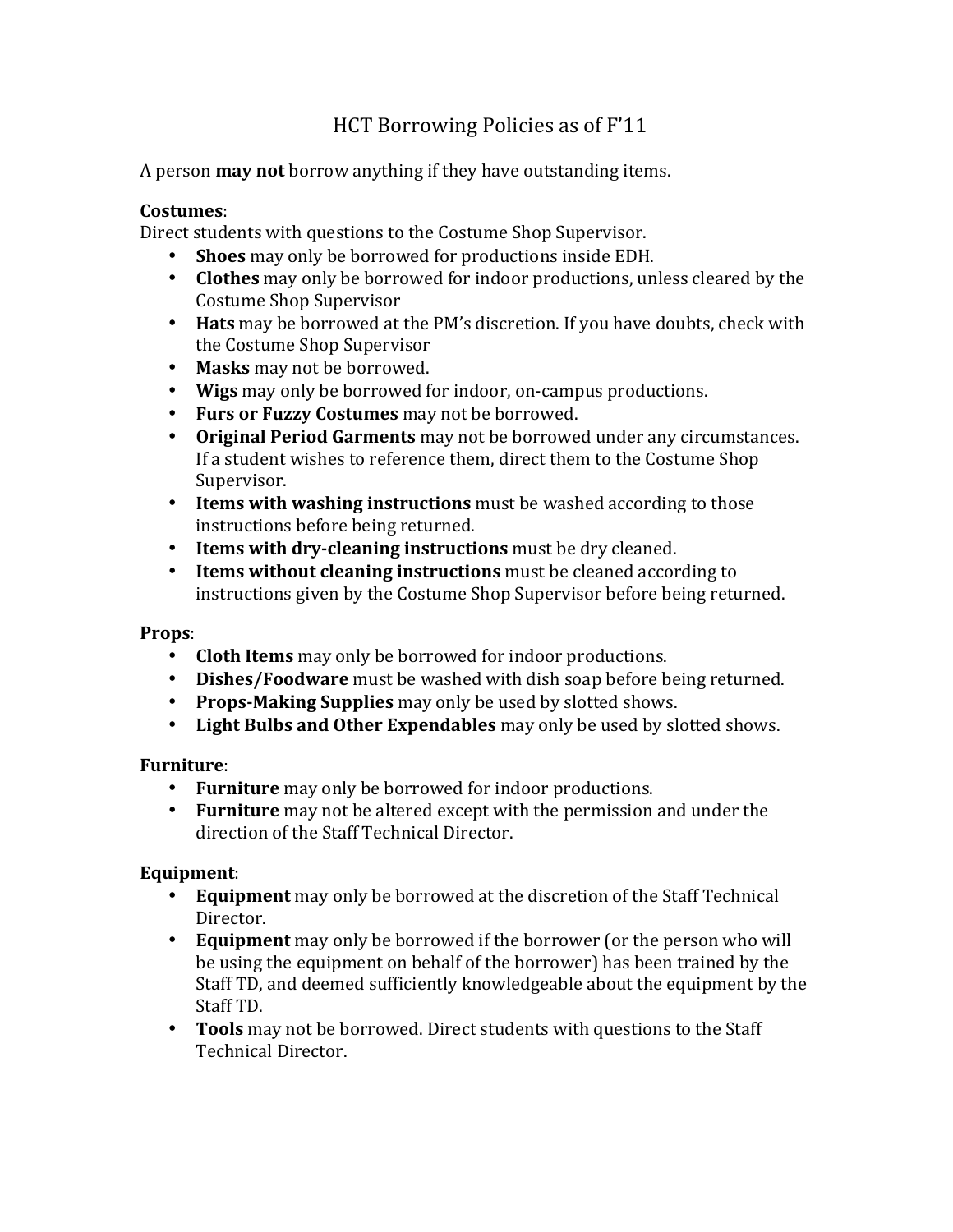# HCT Borrowing Policies as of F'11

A person **may not** borrow anything if they have outstanding items.

**Costumes**:
Direct students with questions to the Costume Shop Supervisor.

- **Shoes** may only be borrowed for productions inside EDH.
- **Clothes** may only be borrowed for indoor productions, unless cleared by the Costume Shop Supervisor
- **Hats** may be borrowed at the PM's discretion. If you have doubts, check with the Costume Shop Supervisor
- **Masks** may not be borrowed.
- **Wigs** may only be borrowed for indoor, on-campus productions.
- **Furs or Fuzzy Costumes** may not be borrowed.
- **Original Period Garments** may not be borrowed under any circumstances. If a student wishes to reference them, direct them to the Costume Shop Supervisor.
- **Items with washing instructions** must be washed according to those instructions before being returned.
- **Items with dry-cleaning instructions** must be dry cleaned.
- **Items without cleaning instructions** must be cleaned according to instructions given by the Costume Shop Supervisor before being returned.

**Props**:

- **Cloth Items** may only be borrowed for indoor productions.
- **Dishes/Foodware** must be washed with dish soap before being returned.
- **Props-Making Supplies** may only be used by slotted shows.
- **Light Bulbs and Other Expendables** may only be used by slotted shows.

**Furniture**:

- **Furniture** may only be borrowed for indoor productions.
- **Furniture** may not be altered except with the permission and under the direction of the Staff Technical Director.

**Equipment**:

- **Equipment** may only be borrowed at the discretion of the Staff Technical Director.
- **Equipment** may only be borrowed if the borrower (or the person who will be using the equipment on behalf of the borrower) has been trained by the Staff TD, and deemed sufficiently knowledgeable about the equipment by the Staff TD.
- **Tools** may not be borrowed. Direct students with questions to the Staff Technical Director.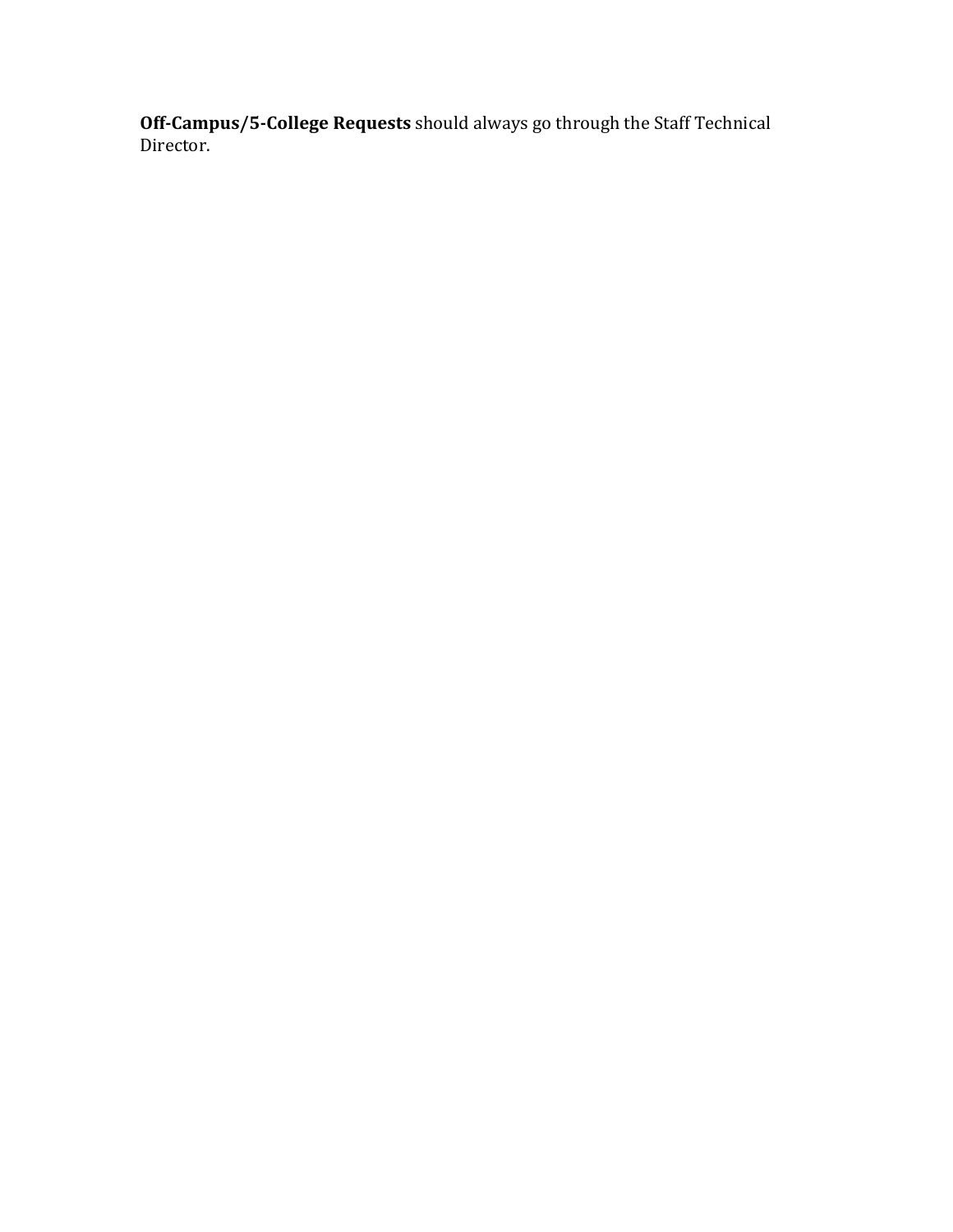**Off-Campus/5-College Requests** should always go through the Staff Technical Director.